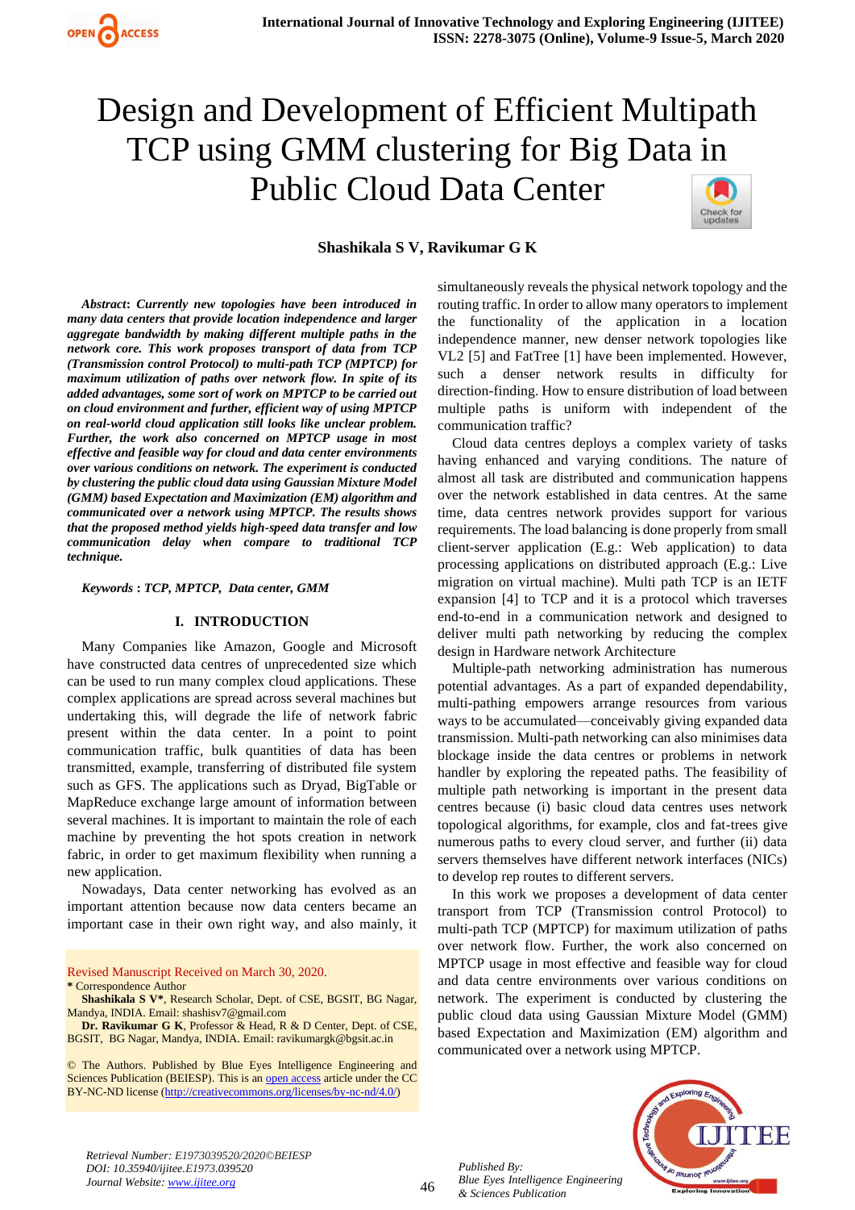# Design and Development of Efficient Multipath TCP using GMM clustering for Big Data in Public Cloud Data Center

**Shashikala S V, Ravikumar G K**

***Abstract*: *Currently new topologies have been introduced in many data centers that provide location independence and larger aggregate bandwidth by making different multiple paths in the network core. This work proposes transport of data from TCP (Transmission control Protocol) to multi-path TCP (MPTCP) for maximum utilization of paths over network flow. In spite of its added advantages, some sort of work on MPTCP to be carried out on cloud environment and further, efficient way of using MPTCP on real-world cloud application still looks like unclear problem. Further, the work also concerned on MPTCP usage in most effective and feasible way for cloud and data center environments over various conditions on network. The experiment is conducted by clustering the public cloud data using Gaussian Mixture Model (GMM) based Expectation and Maximization (EM) algorithm and communicated over a network using MPTCP. The results shows that the proposed method yields high-speed data transfer and low communication delay when compare to traditional TCP technique.***

***Keywords* : *TCP, MPTCP, Data center, GMM***

## I. INTRODUCTION

Many Companies like Amazon, Google and Microsoft have constructed data centres of unprecedented size which can be used to run many complex cloud applications. These complex applications are spread across several machines but undertaking this, will degrade the life of network fabric present within the data center. In a point to point communication traffic, bulk quantities of data has been transmitted, example, transferring of distributed file system such as GFS. The applications such as Dryad, BigTable or MapReduce exchange large amount of information between several machines. It is important to maintain the role of each machine by preventing the hot spots creation in network fabric, in order to get maximum flexibility when running a new application.

Nowadays, Data center networking has evolved as an important attention because now data centers became an important case in their own right way, and also mainly, it simultaneously reveals the physical network topology and the routing traffic. In order to allow many operators to implement the functionality of the application in a location independence manner, new denser network topologies like VL2 [5] and FatTree [1] have been implemented. However, such a denser network results in difficulty for direction-finding. How to ensure distribution of load between multiple paths is uniform with independent of the communication traffic?

Cloud data centres deploys a complex variety of tasks having enhanced and varying conditions. The nature of almost all task are distributed and communication happens over the network established in data centres. At the same time, data centres network provides support for various requirements. The load balancing is done properly from small client-server application (E.g.: Web application) to data processing applications on distributed approach (E.g.: Live migration on virtual machine). Multi path TCP is an IETF expansion [4] to TCP and it is a protocol which traverses end-to-end in a communication network and designed to deliver multi path networking by reducing the complex design in Hardware network Architecture

Multiple-path networking administration has numerous potential advantages. As a part of expanded dependability, multi-pathing empowers arrange resources from various ways to be accumulated—conceivably giving expanded data transmission. Multi-path networking can also minimises data blockage inside the data centres or problems in network handler by exploring the repeated paths. The feasibility of multiple path networking is important in the present data centres because (i) basic cloud data centres uses network topological algorithms, for example, clos and fat-trees give numerous paths to every cloud server, and further (ii) data servers themselves have different network interfaces (NICs) to develop rep routes to different servers.

In this work we proposes a development of data center transport from TCP (Transmission control Protocol) to multi-path TCP (MPTCP) for maximum utilization of paths over network flow. Further, the work also concerned on MPTCP usage in most effective and feasible way for cloud and data centre environments over various conditions on network. The experiment is conducted by clustering the public cloud data using Gaussian Mixture Model (GMM) based Expectation and Maximization (EM) algorithm and communicated over a network using MPTCP.

Revised Manuscript Received on March 30, 2020.

\* Correspondence Author

**Shashikala S V\***, Research Scholar, Dept. of CSE, BGSIT, BG Nagar, Mandya, INDIA. Email: shashisv7@gmail.com

**Dr. Ravikumar G K**, Professor & Head, R & D Center, Dept. of CSE, BGSIT, BG Nagar, Mandya, INDIA. Email: ravikumargk@bgsit.ac.in

© The Authors. Published by Blue Eyes Intelligence Engineering and Sciences Publication (BEIESP). This is an open access article under the CC BY-NC-ND license (http://creativecommons.org/licenses/by-nc-nd/4.0/)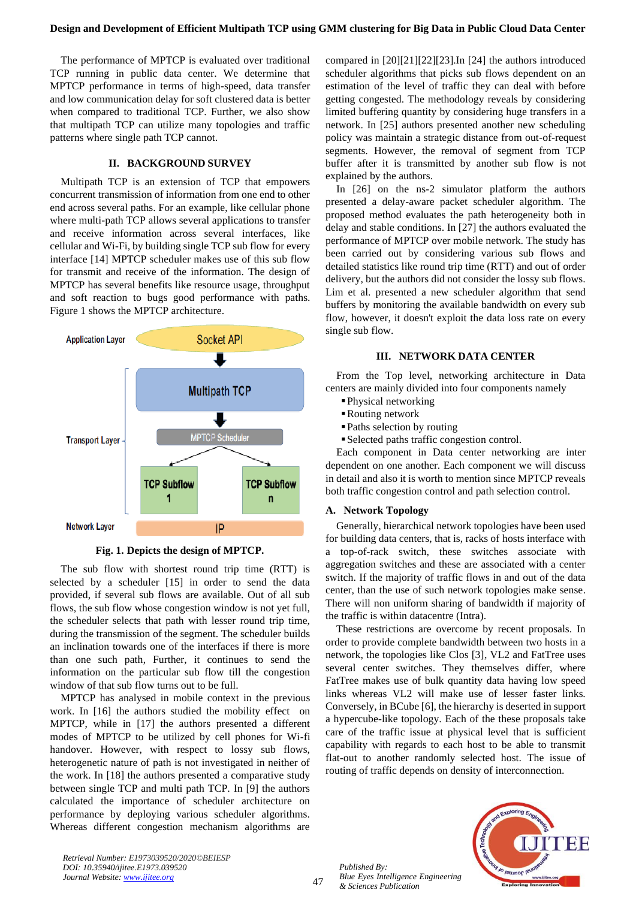The performance of MPTCP is evaluated over traditional TCP running in public data center. We determine that MPTCP performance in terms of high-speed, data transfer and low communication delay for soft clustered data is better when compared to traditional TCP. Further, we also show that multipath TCP can utilize many topologies and traffic patterns where single path TCP cannot.

## II. BACKGROUND SURVEY

Multipath TCP is an extension of TCP that empowers concurrent transmission of information from one end to other end across several paths. For an example, like cellular phone where multi-path TCP allows several applications to transfer and receive information across several interfaces, like cellular and Wi-Fi, by building single TCP sub flow for every interface [14] MPTCP scheduler makes use of this sub flow for transmit and receive of the information. The design of MPTCP has several benefits like resource usage, throughput and soft reaction to bugs good performance with paths. Figure 1 shows the MPTCP architecture.

**Fig. 1. Depicts the design of MPTCP.**

The sub flow with shortest round trip time (RTT) is selected by a scheduler [15] in order to send the data provided, if several sub flows are available. Out of all sub flows, the sub flow whose congestion window is not yet full, the scheduler selects that path with lesser round trip time, during the transmission of the segment. The scheduler builds an inclination towards one of the interfaces if there is more than one such path, Further, it continues to send the information on the particular sub flow till the congestion window of that sub flow turns out to be full.

MPTCP has analysed in mobile context in the previous work. In [16] the authors studied the mobility effect on MPTCP, while in [17] the authors presented a different modes of MPTCP to be utilized by cell phones for Wi-fi handover. However, with respect to lossy sub flows, heterogenetic nature of path is not investigated in neither of the work. In [18] the authors presented a comparative study between single TCP and multi path TCP. In [9] the authors calculated the importance of scheduler architecture on performance by deploying various scheduler algorithms. Whereas different congestion mechanism algorithms are compared in [20][21][22][23].In [24] the authors introduced scheduler algorithms that picks sub flows dependent on an estimation of the level of traffic they can deal with before getting congested. The methodology reveals by considering limited buffering quantity by considering huge transfers in a network. In [25] authors presented another new scheduling policy was maintain a strategic distance from out-of-request segments. However, the removal of segment from TCP buffer after it is transmitted by another sub flow is not explained by the authors.

In [26] on the ns-2 simulator platform the authors presented a delay-aware packet scheduler algorithm. The proposed method evaluates the path heterogeneity both in delay and stable conditions. In [27] the authors evaluated the performance of MPTCP over mobile network. The study has been carried out by considering various sub flows and detailed statistics like round trip time (RTT) and out of order delivery, but the authors did not consider the lossy sub flows. Lim et al. presented a new scheduler algorithm that send buffers by monitoring the available bandwidth on every sub flow, however, it doesn't exploit the data loss rate on every single sub flow.

## III. NETWORK DATA CENTER

From the Top level, networking architecture in Data centers are mainly divided into four components namely

- Physical networking
- Routing network
- Paths selection by routing
- Selected paths traffic congestion control.

Each component in Data center networking are inter dependent on one another. Each component we will discuss in detail and also it is worth to mention since MPTCP reveals both traffic congestion control and path selection control.

### A. Network Topology

Generally, hierarchical network topologies have been used for building data centers, that is, racks of hosts interface with a top-of-rack switch, these switches associate with aggregation switches and these are associated with a center switch. If the majority of traffic flows in and out of the data center, than the use of such network topologies make sense. There will non uniform sharing of bandwidth if majority of the traffic is within datacentre (Intra).

These restrictions are overcome by recent proposals. In order to provide complete bandwidth between two hosts in a network, the topologies like Clos [3], VL2 and FatTree uses several center switches. They themselves differ, where FatTree makes use of bulk quantity data having low speed links whereas VL2 will make use of lesser faster links. Conversely, in BCube [6], the hierarchy is deserted in support a hypercube-like topology. Each of the these proposals take care of the traffic issue at physical level that is sufficient capability with regards to each host to be able to transmit flat-out to another randomly selected host. The issue of routing of traffic depends on density of interconnection.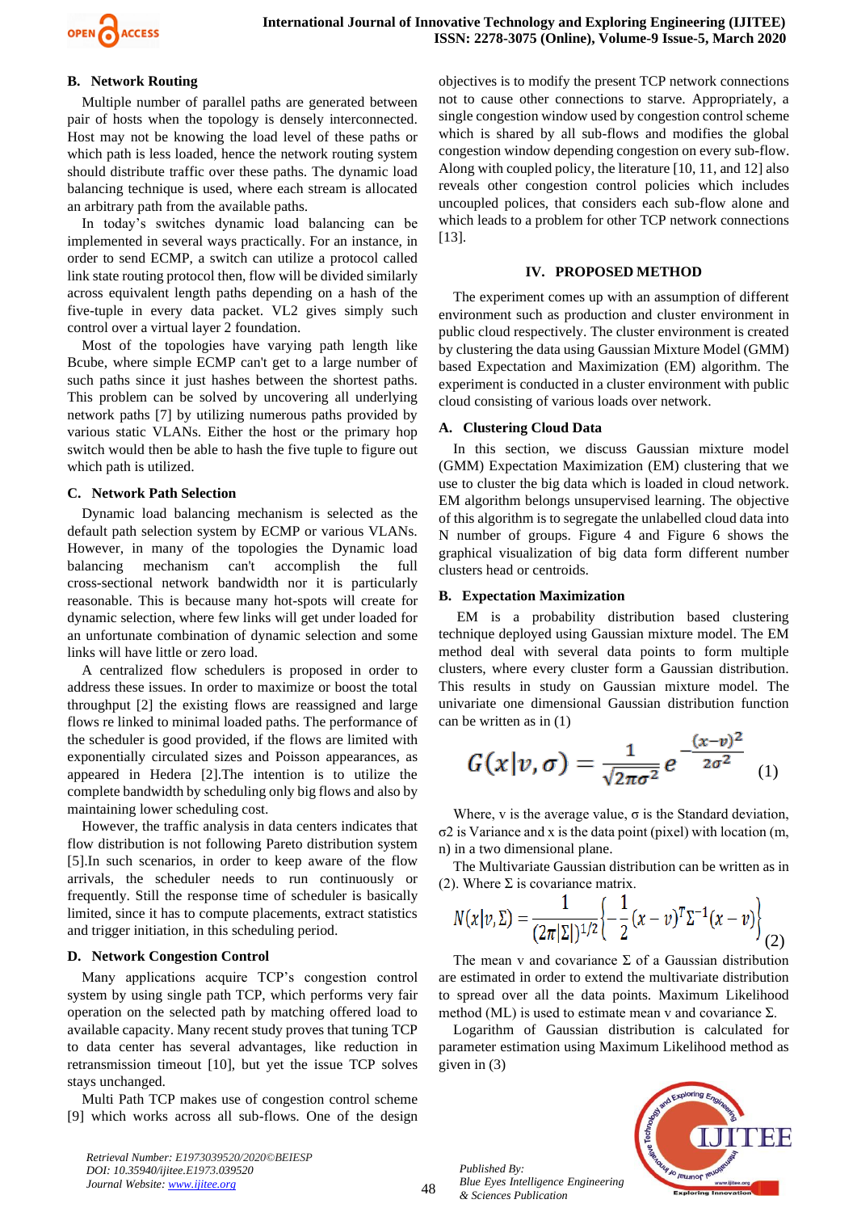### B. Network Routing

Multiple number of parallel paths are generated between pair of hosts when the topology is densely interconnected. Host may not be knowing the load level of these paths or which path is less loaded, hence the network routing system should distribute traffic over these paths. The dynamic load balancing technique is used, where each stream is allocated an arbitrary path from the available paths.

In today's switches dynamic load balancing can be implemented in several ways practically. For an instance, in order to send ECMP, a switch can utilize a protocol called link state routing protocol then, flow will be divided similarly across equivalent length paths depending on a hash of the five-tuple in every data packet. VL2 gives simply such control over a virtual layer 2 foundation.

Most of the topologies have varying path length like Bcube, where simple ECMP can't get to a large number of such paths since it just hashes between the shortest paths. This problem can be solved by uncovering all underlying network paths [7] by utilizing numerous paths provided by various static VLANs. Either the host or the primary hop switch would then be able to hash the five tuple to figure out which path is utilized.

### C. Network Path Selection

Dynamic load balancing mechanism is selected as the default path selection system by ECMP or various VLANs. However, in many of the topologies the Dynamic load balancing mechanism can't accomplish the full cross-sectional network bandwidth nor it is particularly reasonable. This is because many hot-spots will create for dynamic selection, where few links will get under loaded for an unfortunate combination of dynamic selection and some links will have little or zero load.

A centralized flow schedulers is proposed in order to address these issues. In order to maximize or boost the total throughput [2] the existing flows are reassigned and large flows re linked to minimal loaded paths. The performance of the scheduler is good provided, if the flows are limited with exponentially circulated sizes and Poisson appearances, as appeared in Hedera [2].The intention is to utilize the complete bandwidth by scheduling only big flows and also by maintaining lower scheduling cost.

However, the traffic analysis in data centers indicates that flow distribution is not following Pareto distribution system [5].In such scenarios, in order to keep aware of the flow arrivals, the scheduler needs to run continuously or frequently. Still the response time of scheduler is basically limited, since it has to compute placements, extract statistics and trigger initiation, in this scheduling period.

### D. Network Congestion Control

Many applications acquire TCP's congestion control system by using single path TCP, which performs very fair operation on the selected path by matching offered load to available capacity. Many recent study proves that tuning TCP to data center has several advantages, like reduction in retransmission timeout [10], but yet the issue TCP solves stays unchanged.

Multi Path TCP makes use of congestion control scheme [9] which works across all sub-flows. One of the design objectives is to modify the present TCP network connections not to cause other connections to starve. Appropriately, a single congestion window used by congestion control scheme which is shared by all sub-flows and modifies the global congestion window depending congestion on every sub-flow. Along with coupled policy, the literature [10, 11, and 12] also reveals other congestion control policies which includes uncoupled polices, that considers each sub-flow alone and which leads to a problem for other TCP network connections [13].

## IV. PROPOSED METHOD

The experiment comes up with an assumption of different environment such as production and cluster environment in public cloud respectively. The cluster environment is created by clustering the data using Gaussian Mixture Model (GMM) based Expectation and Maximization (EM) algorithm. The experiment is conducted in a cluster environment with public cloud consisting of various loads over network.

### A. Clustering Cloud Data

In this section, we discuss Gaussian mixture model (GMM) Expectation Maximization (EM) clustering that we use to cluster the big data which is loaded in cloud network. EM algorithm belongs unsupervised learning. The objective of this algorithm is to segregate the unlabelled cloud data into N number of groups. Figure 4 and Figure 6 shows the graphical visualization of big data form different number clusters head or centroids.

### B. Expectation Maximization

EM is a probability distribution based clustering technique deployed using Gaussian mixture model. The EM method deal with several data points to form multiple clusters, where every cluster form a Gaussian distribution. This results in study on Gaussian mixture model. The univariate one dimensional Gaussian distribution function can be written as in (1)

$$G(x|v,\sigma) = \frac{1}{\sqrt{2\pi\sigma^2}} e^{-\frac{(x-v)^2}{2\sigma^2}} \quad (1)$$

Where, v is the average value, σ is the Standard deviation, σ2 is Variance and x is the data point (pixel) with location (m, n) in a two dimensional plane.

The Multivariate Gaussian distribution can be written as in (2). Where Σ is covariance matrix.

$$N(x|v,\Sigma) = \frac{1}{(2\pi|\Sigma|)^{1/2}} \left\{ -\frac{1}{2}(x-v)^T \Sigma^{-1} (x-v) \right\} \quad (2)$$

The mean v and covariance Σ of a Gaussian distribution are estimated in order to extend the multivariate distribution to spread over all the data points. Maximum Likelihood method (ML) is used to estimate mean v and covariance Σ.

Logarithm of Gaussian distribution is calculated for parameter estimation using Maximum Likelihood method as given in (3)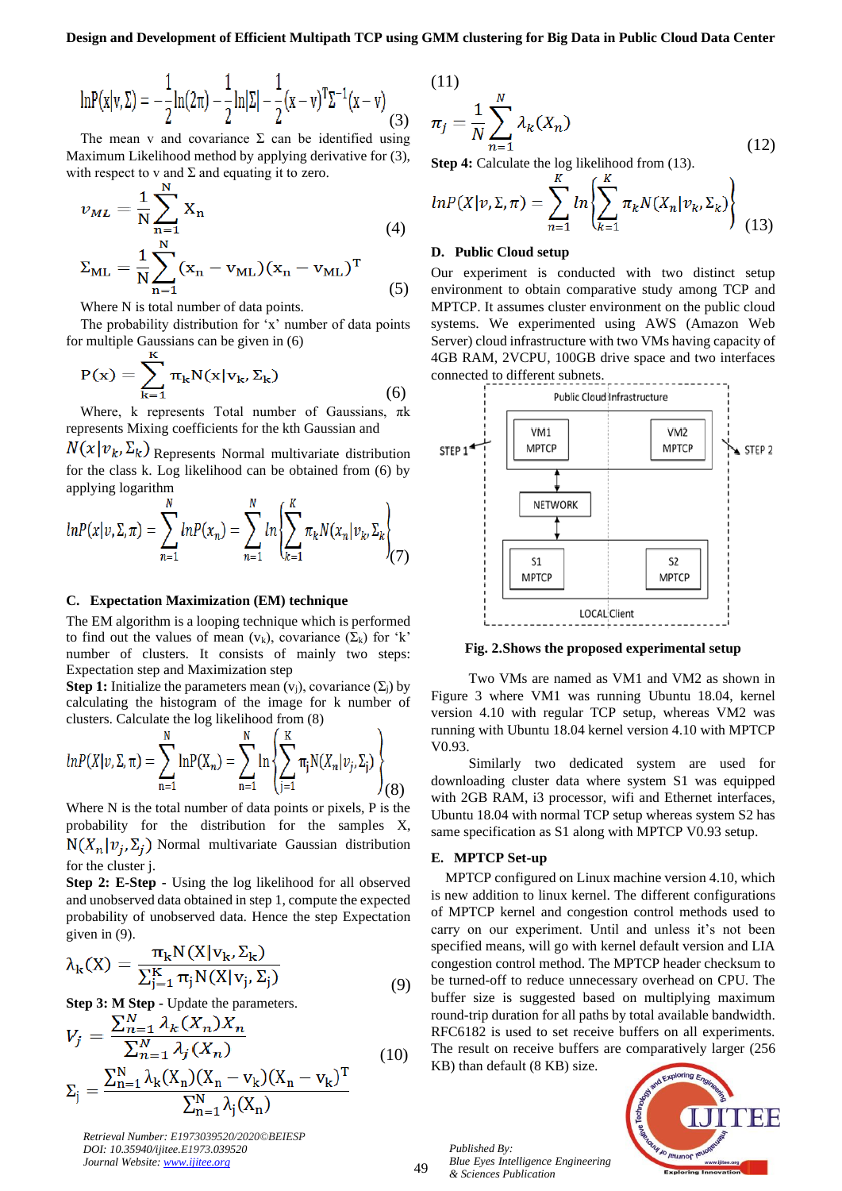$$\ln P(x|v,\Sigma) = -\frac{1}{2}\ln(2\pi) - \frac{1}{2}\ln|\Sigma| - \frac{1}{2}(x-v)^T\Sigma^{-1}(x-v) \quad (3)$$

The mean v and covariance Σ can be identified using Maximum Likelihood method by applying derivative for (3), with respect to v and Σ and equating it to zero.

$$v_{ML} = \frac{1}{N}\sum_{n=1}^{N} x_n \quad (4)$$

$$\Sigma_{ML} = \frac{1}{N}\sum_{n=1}^{N}(x_n - v_{ML})(x_n - v_{ML})^T \quad (5)$$

Where N is total number of data points.

The probability distribution for 'x' number of data points for multiple Gaussians can be given in (6)

$$P(x) = \sum_{k=1}^{K} \pi_k N(x|v_k, \Sigma_k) \quad (6)$$

Where, k represents Total number of Gaussians, πk represents Mixing coefficients for the kth Gaussian and $N(x|v_k, \Sigma_k)$ Represents Normal multivariate distribution for the class k. Log likelihood can be obtained from (6) by applying logarithm

$$\ln P(x|v,\Sigma,\pi) = \sum_{n=1}^{N} \ln P(x_n) = \sum_{n=1}^{N} \ln\left\{\sum_{k=1}^{K} \pi_k N(x_n|v_k,\Sigma_k\right\} \quad (7)$$

### C. Expectation Maximization (EM) technique

The EM algorithm is a looping technique which is performed to find out the values of mean ($v_k$), covariance ($\Sigma_k$) for 'k' number of clusters. It consists of mainly two steps: Expectation step and Maximization step

**Step 1:** Initialize the parameters mean ($v_j$), covariance ($\Sigma_j$) by calculating the histogram of the image for k number of clusters. Calculate the log likelihood from (8)

$$\ln P(X|v,\Sigma,\pi) = \sum_{n=1}^{N} \ln P(X_n) = \sum_{n=1}^{N} \ln\left\{\sum_{j=1}^{K} \pi_j N(X_n|v_j,\Sigma_j)\right\} \quad (8)$$

Where N is the total number of data points or pixels, P is the probability for the distribution for the samples X, $N(X_n|v_j,\Sigma_j)$ Normal multivariate Gaussian distribution for the cluster j.

**Step 2: E-Step** - Using the log likelihood for all observed and unobserved data obtained in step 1, compute the expected probability of unobserved data. Hence the step Expectation given in (9).

$$\lambda_k(X) = \frac{\pi_k N(X|v_k,\Sigma_k)}{\sum_{j=1}^{K} \pi_j N(X|v_j,\Sigma_j)} \quad (9)$$

**Step 3: M Step** - Update the parameters.

$$V_j = \frac{\sum_{n=1}^{N} \lambda_k(X_n) X_n}{\sum_{n=1}^{N} \lambda_j(X_n)} \quad (10)$$

$$\Sigma_j = \frac{\sum_{n=1}^{N} \lambda_k(X_n)(X_n - v_k)(X_n - v_k)^T}{\sum_{n=1}^{N} \lambda_j(X_n)} \quad (11)$$

$$\pi_j = \frac{1}{N}\sum_{n=1}^{N} \lambda_k(X_n) \quad (12)$$

**Step 4:** Calculate the log likelihood from (13).

$$\ln P(X|v,\Sigma,\pi) = \sum_{n=1}^{K} \ln\left\{\sum_{k=1}^{K} \pi_k N(X_n|v_k,\Sigma_k)\right\} \quad (13)$$

### D. Public Cloud setup

Our experiment is conducted with two distinct setup environment to obtain comparative study among TCP and MPTCP. It assumes cluster environment on the public cloud systems. We experimented using AWS (Amazon Web Server) cloud infrastructure with two VMs having capacity of 4GB RAM, 2VCPU, 100GB drive space and two interfaces connected to different subnets.

**Fig. 2.Shows the proposed experimental setup**

Two VMs are named as VM1 and VM2 as shown in Figure 3 where VM1 was running Ubuntu 18.04, kernel version 4.10 with regular TCP setup, whereas VM2 was running with Ubuntu 18.04 kernel version 4.10 with MPTCP V0.93.

Similarly two dedicated system are used for downloading cluster data where system S1 was equipped with 2GB RAM, i3 processor, wifi and Ethernet interfaces, Ubuntu 18.04 with normal TCP setup whereas system S2 has same specification as S1 along with MPTCP V0.93 setup.

### E. MPTCP Set-up

MPTCP configured on Linux machine version 4.10, which is new addition to linux kernel. The different configurations of MPTCP kernel and congestion control methods used to carry on our experiment. Until and unless it's not been specified means, will go with kernel default version and LIA congestion control method. The MPTCP header checksum to be turned-off to reduce unnecessary overhead on CPU. The buffer size is suggested based on multiplying maximum round-trip duration for all paths by total available bandwidth. RFC6182 is used to set receive buffers on all experiments. The result on receive buffers are comparatively larger (256 KB) than default (8 KB) size.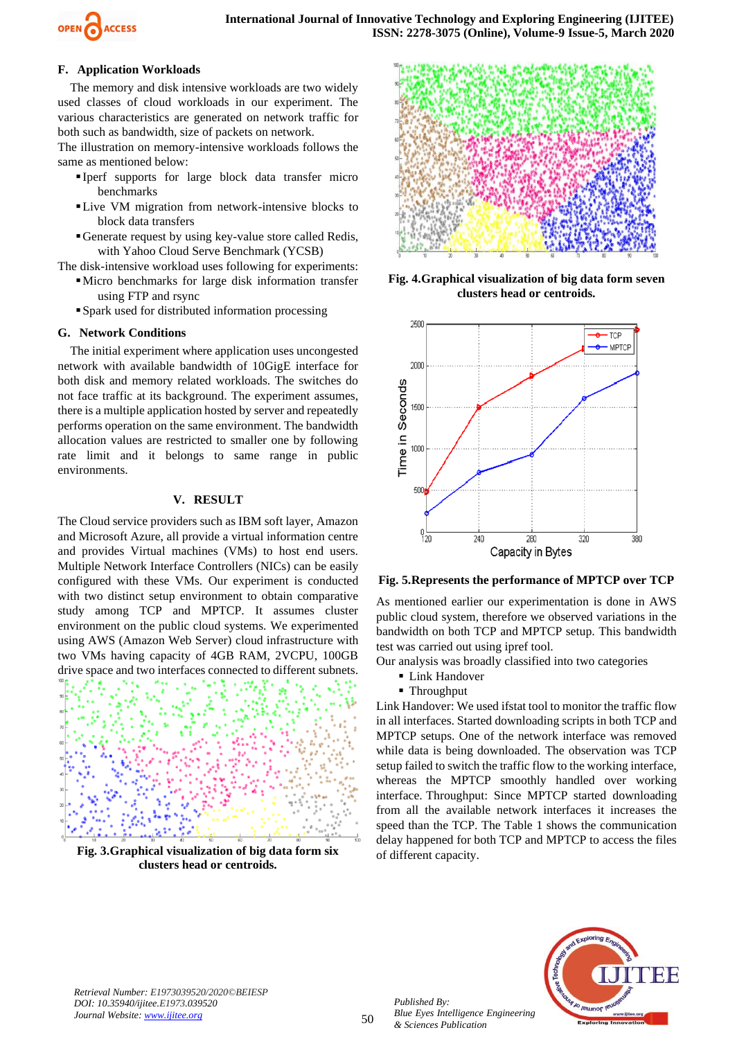### F. Application Workloads

The memory and disk intensive workloads are two widely used classes of cloud workloads in our experiment. The various characteristics are generated on network traffic for both such as bandwidth, size of packets on network.

The illustration on memory-intensive workloads follows the same as mentioned below:

- Iperf supports for large block data transfer micro benchmarks
- Live VM migration from network-intensive blocks to block data transfers
- Generate request by using key-value store called Redis, with Yahoo Cloud Serve Benchmark (YCSB)

The disk-intensive workload uses following for experiments:

- Micro benchmarks for large disk information transfer using FTP and rsync
- Spark used for distributed information processing

### G. Network Conditions

The initial experiment where application uses uncongested network with available bandwidth of 10GigE interface for both disk and memory related workloads. The switches do not face traffic at its background. The experiment assumes, there is a multiple application hosted by server and repeatedly performs operation on the same environment. The bandwidth allocation values are restricted to smaller one by following rate limit and it belongs to same range in public environments.

## V. RESULT

The Cloud service providers such as IBM soft layer, Amazon and Microsoft Azure, all provide a virtual information centre and provides Virtual machines (VMs) to host end users. Multiple Network Interface Controllers (NICs) can be easily configured with these VMs. Our experiment is conducted with two distinct setup environment to obtain comparative study among TCP and MPTCP. It assumes cluster environment on the public cloud systems. We experimented using AWS (Amazon Web Server) cloud infrastructure with two VMs having capacity of 4GB RAM, 2VCPU, 100GB drive space and two interfaces connected to different subnets.

**Fig. 3.Graphical visualization of big data form six clusters head or centroids.**

**Fig. 4.Graphical visualization of big data form seven clusters head or centroids.**

**Fig. 5.Represents the performance of MPTCP over TCP**

As mentioned earlier our experimentation is done in AWS public cloud system, therefore we observed variations in the bandwidth on both TCP and MPTCP setup. This bandwidth test was carried out using ipref tool.

Our analysis was broadly classified into two categories

- Link Handover
- Throughput

Link Handover: We used ifstat tool to monitor the traffic flow in all interfaces. Started downloading scripts in both TCP and MPTCP setups. One of the network interface was removed while data is being downloaded. The observation was TCP setup failed to switch the traffic flow to the working interface, whereas the MPTCP smoothly handled over working interface. Throughput: Since MPTCP started downloading from all the available network interfaces it increases the speed than the TCP. The Table 1 shows the communication delay happened for both TCP and MPTCP to access the files of different capacity.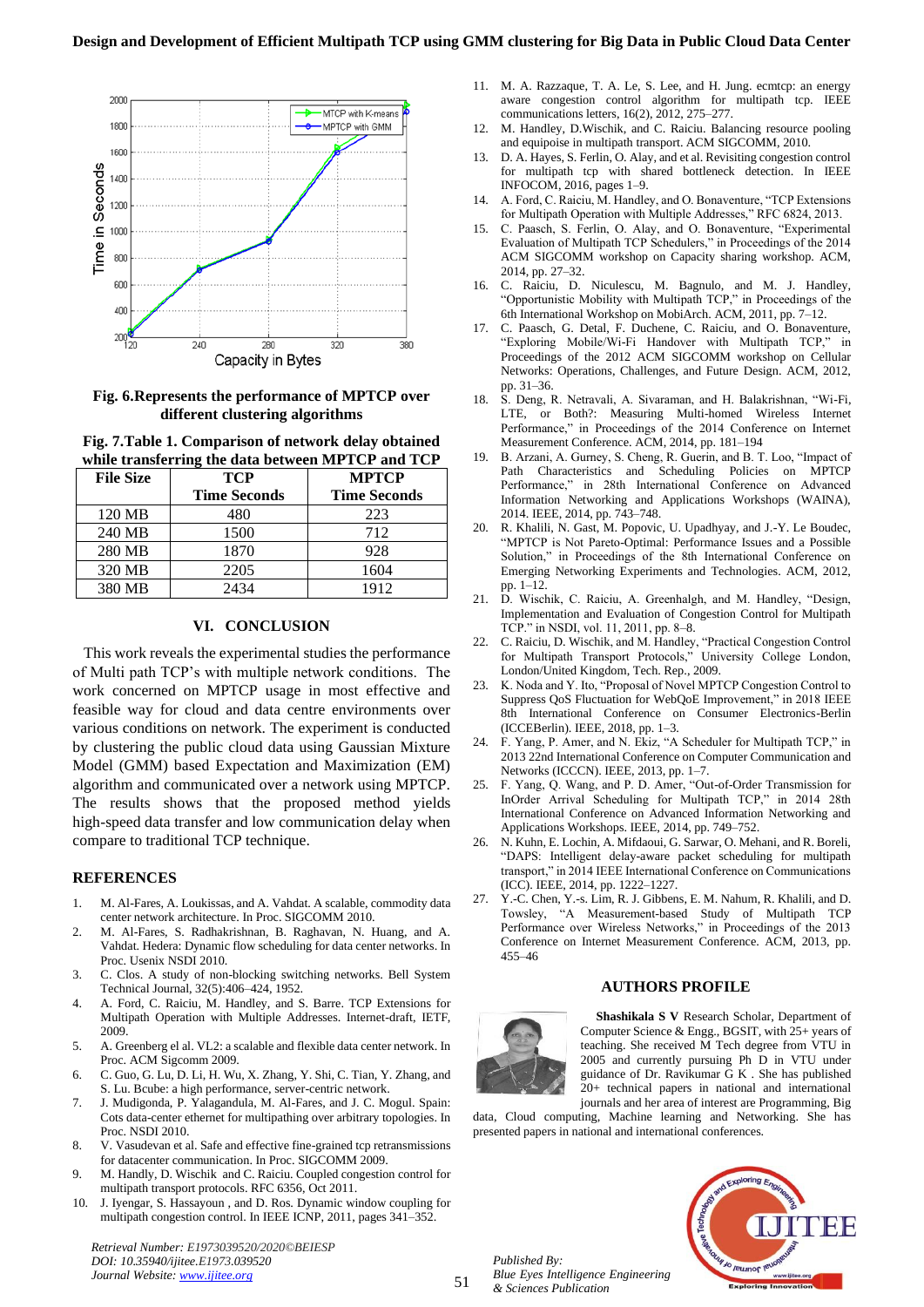Fig. 6.Represents the performance of MPTCP over different clustering algorithms

Fig. 7.Table 1. Comparison of network delay obtained while transferring the data between MPTCP and TCP

| File Size | TCP Time Seconds | MPTCP Time Seconds |
|---|---|---|
| 120 MB | 480 | 223 |
| 240 MB | 1500 | 712 |
| 280 MB | 1870 | 928 |
| 320 MB | 2205 | 1604 |
| 380 MB | 2434 | 1912 |

## VI. CONCLUSION

This work reveals the experimental studies the performance of Multi path TCP's with multiple network conditions. The work concerned on MPTCP usage in most effective and feasible way for cloud and data centre environments over various conditions on network. The experiment is conducted by clustering the public cloud data using Gaussian Mixture Model (GMM) based Expectation and Maximization (EM) algorithm and communicated over a network using MPTCP. The results shows that the proposed method yields high-speed data transfer and low communication delay when compare to traditional TCP technique.

## REFERENCES

1. M. Al-Fares, A. Loukissas, and A. Vahdat. A scalable, commodity data center network architecture. In Proc. SIGCOMM 2010.
2. M. Al-Fares, S. Radhakrishnan, B. Raghavan, N. Huang, and A. Vahdat. Hedera: Dynamic flow scheduling for data center networks. In Proc. Usenix NSDI 2010.
3. C. Clos. A study of non-blocking switching networks. Bell System Technical Journal, 32(5):406–424, 1952.
4. A. Ford, C. Raiciu, M. Handley, and S. Barre. TCP Extensions for Multipath Operation with Multiple Addresses. Internet-draft, IETF, 2009.
5. A. Greenberg el al. VL2: a scalable and flexible data center network. In Proc. ACM Sigcomm 2009.
6. C. Guo, G. Lu, D. Li, H. Wu, X. Zhang, Y. Shi, C. Tian, Y. Zhang, and S. Lu. Bcube: a high performance, server-centric network.
7. J. Mudigonda, P. Yalagandula, M. Al-Fares, and J. C. Mogul. Spain: Cots data-center ethernet for multipathing over arbitrary topologies. In Proc. NSDI 2010.
8. V. Vasudevan et al. Safe and effective fine-grained tcp retransmissions for datacenter communication. In Proc. SIGCOMM 2009.
9. M. Handly, D. Wischik and C. Raiciu. Coupled congestion control for multipath transport protocols. RFC 6356, Oct 2011.
10. J. Iyengar, S. Hassayoun , and D. Ros. Dynamic window coupling for multipath congestion control. In IEEE ICNP, 2011, pages 341–352.
11. M. A. Razzaque, T. A. Le, S. Lee, and H. Jung. ecmtcp: an energy aware congestion control algorithm for multipath tcp. IEEE communications letters, 16(2), 2012, 275–277.
12. M. Handley, D.Wischik, and C. Raiciu. Balancing resource pooling and equipoise in multipath transport. ACM SIGCOMM, 2010.
13. D. A. Hayes, S. Ferlin, O. Alay, and et al. Revisiting congestion control for multipath tcp with shared bottleneck detection. In IEEE INFOCOM, 2016, pages 1–9.
14. A. Ford, C. Raiciu, M. Handley, and O. Bonaventure, "TCP Extensions for Multipath Operation with Multiple Addresses," RFC 6824, 2013.
15. C. Paasch, S. Ferlin, O. Alay, and O. Bonaventure, "Experimental Evaluation of Multipath TCP Schedulers," in Proceedings of the 2014 ACM SIGCOMM workshop on Capacity sharing workshop. ACM, 2014, pp. 27–32.
16. C. Raiciu, D. Niculescu, M. Bagnulo, and M. J. Handley, "Opportunistic Mobility with Multipath TCP," in Proceedings of the 6th International Workshop on MobiArch. ACM, 2011, pp. 7–12.
17. C. Paasch, G. Detal, F. Duchene, C. Raiciu, and O. Bonaventure, "Exploring Mobile/Wi-Fi Handover with Multipath TCP," in Proceedings of the 2012 ACM SIGCOMM workshop on Cellular Networks: Operations, Challenges, and Future Design. ACM, 2012, pp. 31–36.
18. S. Deng, R. Netravali, A. Sivaraman, and H. Balakrishnan, "Wi-Fi, LTE, or Both?: Measuring Multi-homed Wireless Internet Performance," in Proceedings of the 2014 Conference on Internet Measurement Conference. ACM, 2014, pp. 181–194
19. B. Arzani, A. Gurney, S. Cheng, R. Guerin, and B. T. Loo, "Impact of Path Characteristics and Scheduling Policies on MPTCP Performance," in 28th International Conference on Advanced Information Networking and Applications Workshops (WAINA), 2014. IEEE, 2014, pp. 743–748.
20. R. Khalili, N. Gast, M. Popovic, U. Upadhyay, and J.-Y. Le Boudec, "MPTCP is Not Pareto-Optimal: Performance Issues and a Possible Solution," in Proceedings of the 8th International Conference on Emerging Networking Experiments and Technologies. ACM, 2012, pp. 1–12.
21. D. Wischik, C. Raiciu, A. Greenhalgh, and M. Handley, "Design, Implementation and Evaluation of Congestion Control for Multipath TCP." in NSDI, vol. 11, 2011, pp. 8–8.
22. C. Raiciu, D. Wischik, and M. Handley, "Practical Congestion Control for Multipath Transport Protocols," University College London, London/United Kingdom, Tech. Rep., 2009.
23. K. Noda and Y. Ito, "Proposal of Novel MPTCP Congestion Control to Suppress QoS Fluctuation for WebQoE Improvement," in 2018 IEEE 8th International Conference on Consumer Electronics-Berlin (ICCEBerlin). IEEE, 2018, pp. 1–3.
24. F. Yang, P. Amer, and N. Ekiz, "A Scheduler for Multipath TCP," in 2013 22nd International Conference on Computer Communication and Networks (ICCCN). IEEE, 2013, pp. 1–7.
25. F. Yang, Q. Wang, and P. D. Amer, "Out-of-Order Transmission for InOrder Arrival Scheduling for Multipath TCP," in 2014 28th International Conference on Advanced Information Networking and Applications Workshops. IEEE, 2014, pp. 749–752.
26. N. Kuhn, E. Lochin, A. Mifdaoui, G. Sarwar, O. Mehani, and R. Boreli, "DAPS: Intelligent delay-aware packet scheduling for multipath transport," in 2014 IEEE International Conference on Communications (ICC). IEEE, 2014, pp. 1222–1227.
27. Y.-C. Chen, Y.-s. Lim, R. J. Gibbens, E. M. Nahum, R. Khalili, and D. Towsley, "A Measurement-based Study of Multipath TCP Performance over Wireless Networks," in Proceedings of the 2013 Conference on Internet Measurement Conference. ACM, 2013, pp. 455–46

## AUTHORS PROFILE

**Shashikala S V** Research Scholar, Department of Computer Science & Engg., BGSIT, with 25+ years of teaching. She received M Tech degree from VTU in 2005 and currently pursuing Ph D in VTU under guidance of Dr. Ravikumar G K . She has published 20+ technical papers in national and international journals and her area of interest are Programming, Big data, Cloud computing, Machine learning and Networking. She has presented papers in national and international conferences.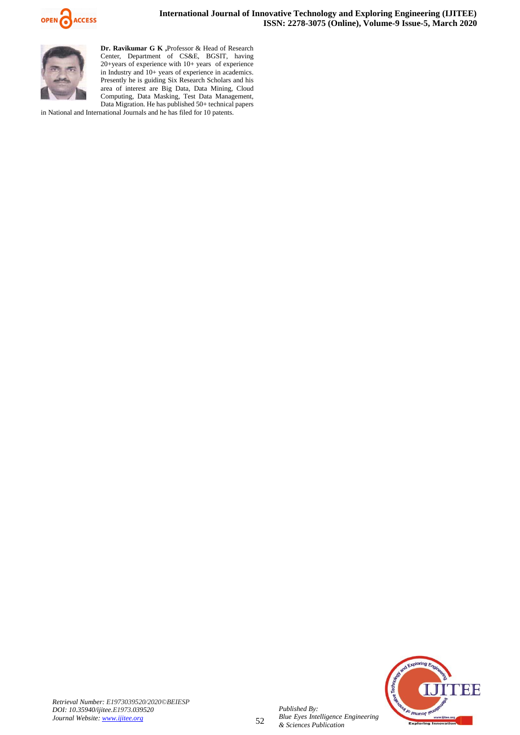**Dr. Ravikumar G K ,**Professor & Head of Research Center, Department of CS&E, BGSIT, having 20+years of experience with 10+ years of experience in Industry and 10+ years of experience in academics. Presently he is guiding Six Research Scholars and his area of interest are Big Data, Data Mining, Cloud Computing, Data Masking, Test Data Management, Data Migration. He has published 50+ technical papers in National and International Journals and he has filed for 10 patents.